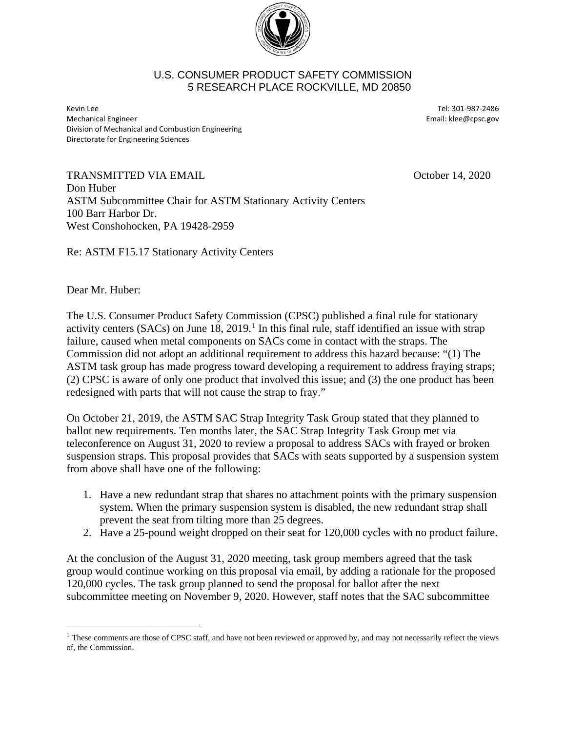U.S. CONSUMER PRODUCT SAFETY COMMISSION
5 RESEARCH PLACE ROCKVILLE, MD 20850

Kevin Lee
Mechanical Engineer
Division of Mechanical and Combustion Engineering
Directorate for Engineering Sciences

Tel: 301-987-2486
Email: klee@cpsc.gov

TRANSMITTED VIA EMAIL

October 14, 2020

Don Huber
ASTM Subcommittee Chair for ASTM Stationary Activity Centers
100 Barr Harbor Dr.
West Conshohocken, PA 19428-2959

Re: ASTM F15.17 Stationary Activity Centers

Dear Mr. Huber:

The U.S. Consumer Product Safety Commission (CPSC) published a final rule for stationary activity centers (SACs) on June 18, 2019.[1] In this final rule, staff identified an issue with strap failure, caused when metal components on SACs come in contact with the straps. The Commission did not adopt an additional requirement to address this hazard because: "(1) The ASTM task group has made progress toward developing a requirement to address fraying straps; (2) CPSC is aware of only one product that involved this issue; and (3) the one product has been redesigned with parts that will not cause the strap to fray."

On October 21, 2019, the ASTM SAC Strap Integrity Task Group stated that they planned to ballot new requirements. Ten months later, the SAC Strap Integrity Task Group met via teleconference on August 31, 2020 to review a proposal to address SACs with frayed or broken suspension straps. This proposal provides that SACs with seats supported by a suspension system from above shall have one of the following:

1. Have a new redundant strap that shares no attachment points with the primary suspension system. When the primary suspension system is disabled, the new redundant strap shall prevent the seat from tilting more than 25 degrees.
2. Have a 25-pound weight dropped on their seat for 120,000 cycles with no product failure.

At the conclusion of the August 31, 2020 meeting, task group members agreed that the task group would continue working on this proposal via email, by adding a rationale for the proposed 120,000 cycles. The task group planned to send the proposal for ballot after the next subcommittee meeting on November 9, 2020. However, staff notes that the SAC subcommittee

[1] These comments are those of CPSC staff, and have not been reviewed or approved by, and may not necessarily reflect the views of, the Commission.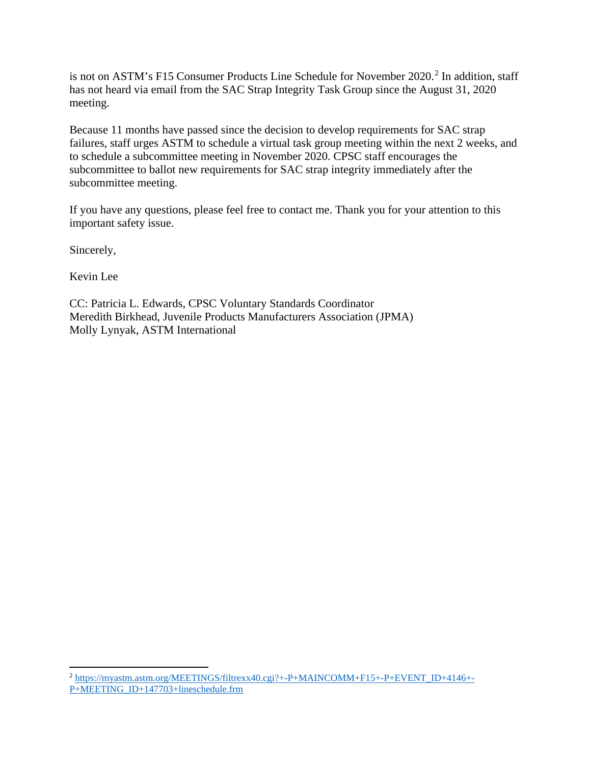is not on ASTM's F15 Consumer Products Line Schedule for November 2020.[2] In addition, staff has not heard via email from the SAC Strap Integrity Task Group since the August 31, 2020 meeting.

Because 11 months have passed since the decision to develop requirements for SAC strap failures, staff urges ASTM to schedule a virtual task group meeting within the next 2 weeks, and to schedule a subcommittee meeting in November 2020. CPSC staff encourages the subcommittee to ballot new requirements for SAC strap integrity immediately after the subcommittee meeting.

If you have any questions, please feel free to contact me. Thank you for your attention to this important safety issue.

Sincerely,

Kevin Lee

CC: Patricia L. Edwards, CPSC Voluntary Standards Coordinator
Meredith Birkhead, Juvenile Products Manufacturers Association (JPMA)
Molly Lynyak, ASTM International

---

[2] https://myastm.astm.org/MEETINGS/filtrexx40.cgi?+-P+MAINCOMM+F15+-P+EVENT_ID+4146+-P+MEETING_ID+147703+lineschedule.frm